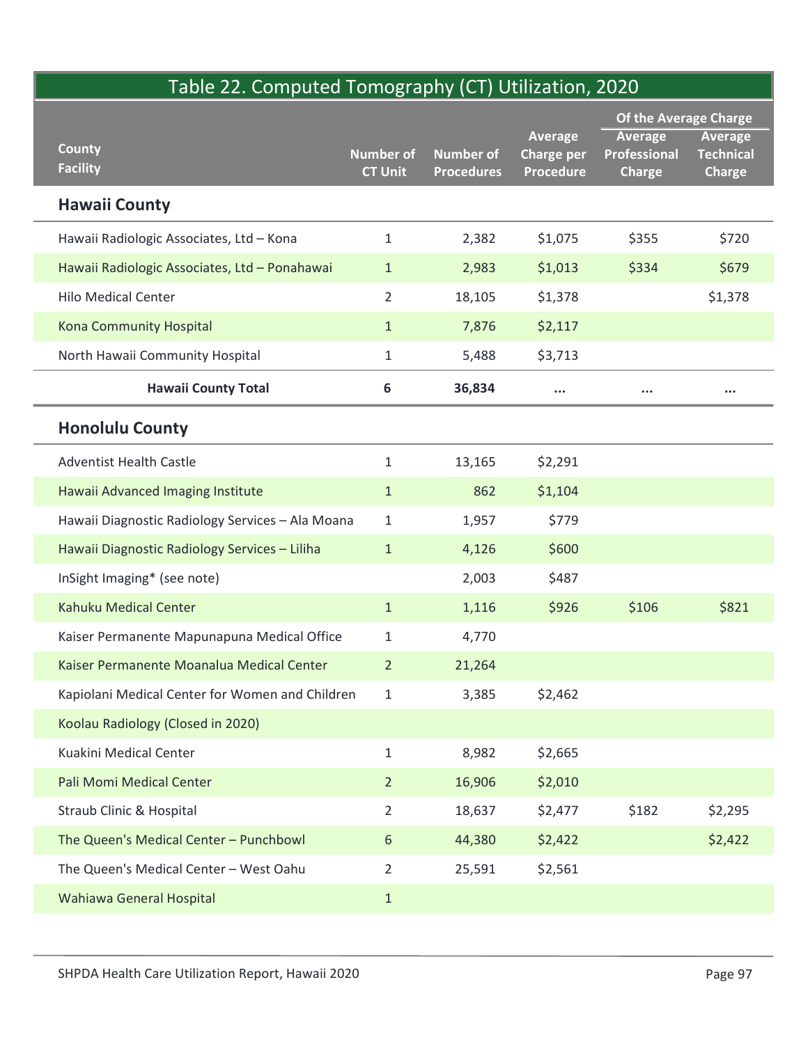# Table 22. Computed Tomography (CT) Utilization, 2020

| County<br>Facility | Number of CT Unit | Number of Procedures | Average Charge per Procedure | Of the Average Charge | |
|---|---|---|---|---|---|
| | | | | Average Professional Charge | Average Technical Charge |
| **Hawaii County** | | | | | |
| Hawaii Radiologic Associates, Ltd – Kona | 1 | 2,382 | $1,075 | $355 | $720 |
| Hawaii Radiologic Associates, Ltd – Ponahawai | 1 | 2,983 | $1,013 | $334 | $679 |
| Hilo Medical Center | 2 | 18,105 | $1,378 | | $1,378 |
| Kona Community Hospital | 1 | 7,876 | $2,117 | | |
| North Hawaii Community Hospital | 1 | 5,488 | $3,713 | | |
| **Hawaii County Total** | **6** | **36,834** | **...** | **...** | **...** |
| **Honolulu County** | | | | | |
| Adventist Health Castle | 1 | 13,165 | $2,291 | | |
| Hawaii Advanced Imaging Institute | 1 | 862 | $1,104 | | |
| Hawaii Diagnostic Radiology Services – Ala Moana | 1 | 1,957 | $779 | | |
| Hawaii Diagnostic Radiology Services – Liliha | 1 | 4,126 | $600 | | |
| InSight Imaging* (see note) | | 2,003 | $487 | | |
| Kahuku Medical Center | 1 | 1,116 | $926 | $106 | $821 |
| Kaiser Permanente Mapunapuna Medical Office | 1 | 4,770 | | | |
| Kaiser Permanente Moanalua Medical Center | 2 | 21,264 | | | |
| Kapiolani Medical Center for Women and Children | 1 | 3,385 | $2,462 | | |
| Koolau Radiology (Closed in 2020) | | | | | |
| Kuakini Medical Center | 1 | 8,982 | $2,665 | | |
| Pali Momi Medical Center | 2 | 16,906 | $2,010 | | |
| Straub Clinic & Hospital | 2 | 18,637 | $2,477 | $182 | $2,295 |
| The Queen's Medical Center – Punchbowl | 6 | 44,380 | $2,422 | | $2,422 |
| The Queen's Medical Center – West Oahu | 2 | 25,591 | $2,561 | | |
| Wahiawa General Hospital | 1 | | | | |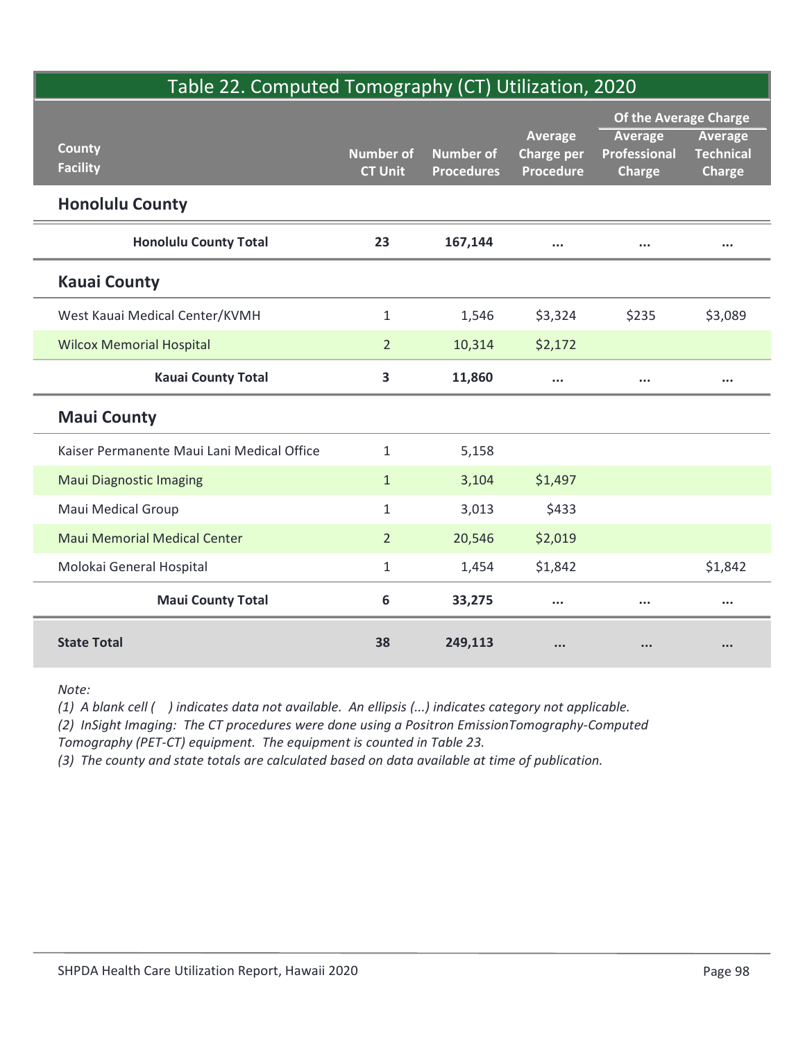## Table 22. Computed Tomography (CT) Utilization, 2020

| County<br>Facility | Number of CT Unit | Number of Procedures | Average Charge per Procedure | Of the Average Charge<br>Average Professional Charge | <br>Average Technical Charge |
|---|---|---|---|---|---|
| **Honolulu County** | | | | | |
| **Honolulu County Total** | **23** | **167,144** | ... | ... | ... |
| **Kauai County** | | | | | |
| West Kauai Medical Center/KVMH | 1 | 1,546 | $3,324 | $235 | $3,089 |
| Wilcox Memorial Hospital | 2 | 10,314 | $2,172 | | |
| **Kauai County Total** | **3** | **11,860** | ... | ... | ... |
| **Maui County** | | | | | |
| Kaiser Permanente Maui Lani Medical Office | 1 | 5,158 | | | |
| Maui Diagnostic Imaging | 1 | 3,104 | $1,497 | | |
| Maui Medical Group | 1 | 3,013 | $433 | | |
| Maui Memorial Medical Center | 2 | 20,546 | $2,019 | | |
| Molokai General Hospital | 1 | 1,454 | $1,842 | | $1,842 |
| **Maui County Total** | **6** | **33,275** | ... | ... | ... |
| **State Total** | **38** | **249,113** | ... | ... | ... |

*Note:*
*(1) A blank cell ( ) indicates data not available. An ellipsis (...) indicates category not applicable.*
*(2) InSight Imaging: The CT procedures were done using a Positron EmissionTomography-Computed Tomography (PET-CT) equipment. The equipment is counted in Table 23.*
*(3) The county and state totals are calculated based on data available at time of publication.*